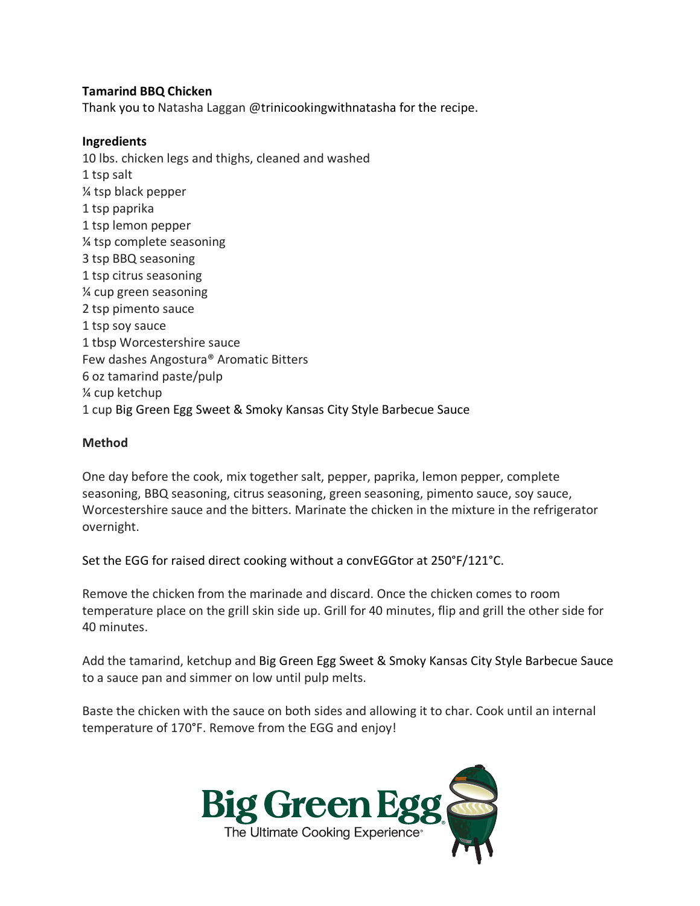**Tamarind BBQ Chicken**
Thank you to Natasha Laggan @trinicookingwithnatasha for the recipe.

**Ingredients**

10 lbs. chicken legs and thighs, cleaned and washed
1 tsp salt
¼ tsp black pepper
1 tsp paprika
1 tsp lemon pepper
¼ tsp complete seasoning
3 tsp BBQ seasoning
1 tsp citrus seasoning
¼ cup green seasoning
2 tsp pimento sauce
1 tsp soy sauce
1 tbsp Worcestershire sauce
Few dashes Angostura® Aromatic Bitters
6 oz tamarind paste/pulp
¼ cup ketchup
1 cup Big Green Egg Sweet & Smoky Kansas City Style Barbecue Sauce

**Method**

One day before the cook, mix together salt, pepper, paprika, lemon pepper, complete seasoning, BBQ seasoning, citrus seasoning, green seasoning, pimento sauce, soy sauce, Worcestershire sauce and the bitters. Marinate the chicken in the mixture in the refrigerator overnight.

Set the EGG for raised direct cooking without a convEGGtor at 250°F/121°C.

Remove the chicken from the marinade and discard. Once the chicken comes to room temperature place on the grill skin side up. Grill for 40 minutes, flip and grill the other side for 40 minutes.

Add the tamarind, ketchup and Big Green Egg Sweet & Smoky Kansas City Style Barbecue Sauce to a sauce pan and simmer on low until pulp melts.

Baste the chicken with the sauce on both sides and allowing it to char. Cook until an internal temperature of 170°F. Remove from the EGG and enjoy!

Big Green Egg
The Ultimate Cooking Experience®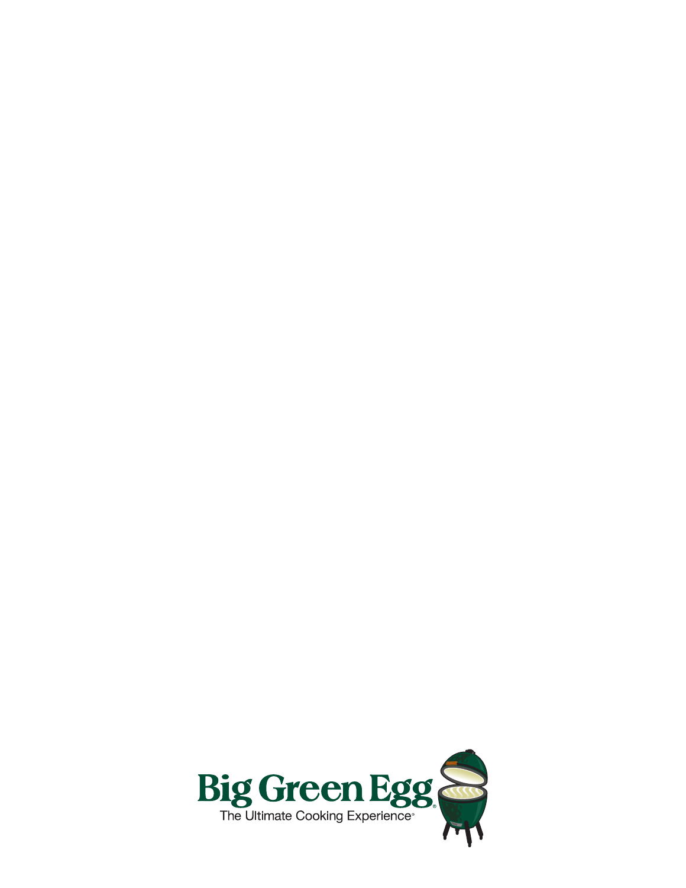Big Green Egg

The Ultimate Cooking Experience®